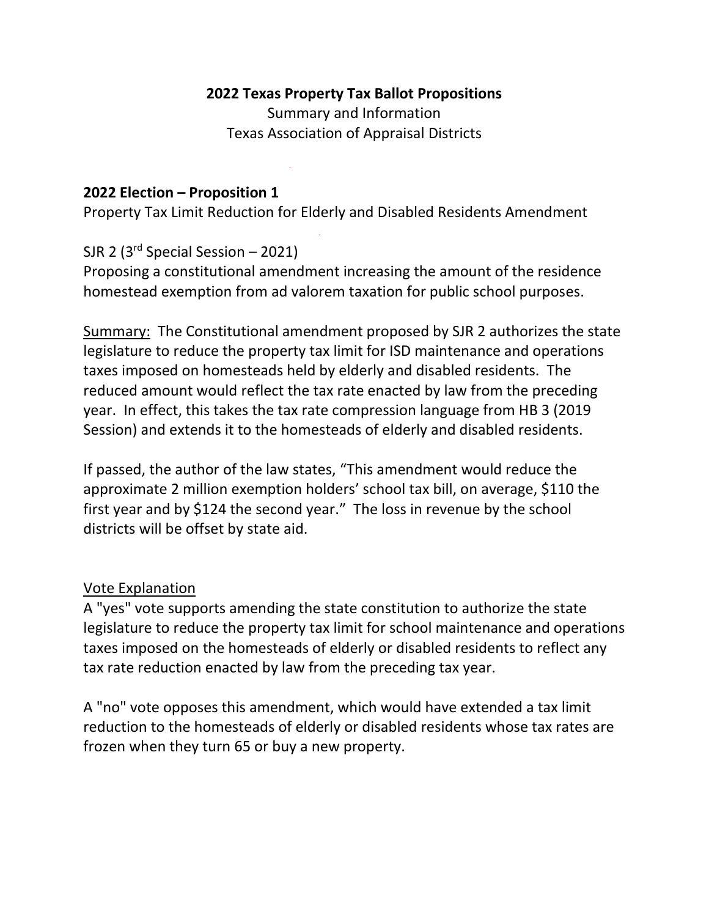**2022 Texas Property Tax Ballot Propositions**

Summary and Information

Texas Association of Appraisal Districts

## 2022 Election – Proposition 1

Property Tax Limit Reduction for Elderly and Disabled Residents Amendment

SJR 2 (3rd Special Session – 2021)

Proposing a constitutional amendment increasing the amount of the residence homestead exemption from ad valorem taxation for public school purposes.

Summary: The Constitutional amendment proposed by SJR 2 authorizes the state legislature to reduce the property tax limit for ISD maintenance and operations taxes imposed on homesteads held by elderly and disabled residents. The reduced amount would reflect the tax rate enacted by law from the preceding year. In effect, this takes the tax rate compression language from HB 3 (2019 Session) and extends it to the homesteads of elderly and disabled residents.

If passed, the author of the law states, "This amendment would reduce the approximate 2 million exemption holders' school tax bill, on average, $110 the first year and by $124 the second year." The loss in revenue by the school districts will be offset by state aid.

Vote Explanation

A "yes" vote supports amending the state constitution to authorize the state legislature to reduce the property tax limit for school maintenance and operations taxes imposed on the homesteads of elderly or disabled residents to reflect any tax rate reduction enacted by law from the preceding tax year.

A "no" vote opposes this amendment, which would have extended a tax limit reduction to the homesteads of elderly or disabled residents whose tax rates are frozen when they turn 65 or buy a new property.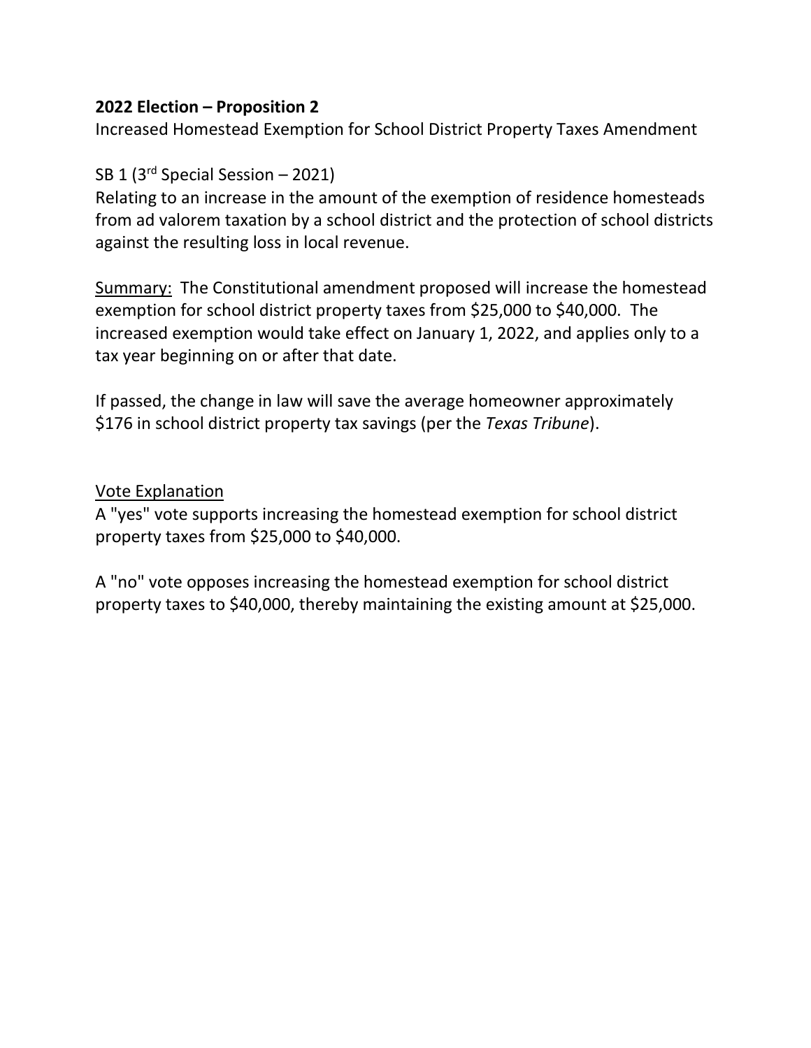**2022 Election – Proposition 2**

Increased Homestead Exemption for School District Property Taxes Amendment

SB 1 (3rd Special Session – 2021)

Relating to an increase in the amount of the exemption of residence homesteads from ad valorem taxation by a school district and the protection of school districts against the resulting loss in local revenue.

<u>Summary:</u> The Constitutional amendment proposed will increase the homestead exemption for school district property taxes from $25,000 to $40,000. The increased exemption would take effect on January 1, 2022, and applies only to a tax year beginning on or after that date.

If passed, the change in law will save the average homeowner approximately $176 in school district property tax savings (per the *Texas Tribune*).

<u>Vote Explanation</u>

A "yes" vote supports increasing the homestead exemption for school district property taxes from $25,000 to $40,000.

A "no" vote opposes increasing the homestead exemption for school district property taxes to $40,000, thereby maintaining the existing amount at $25,000.